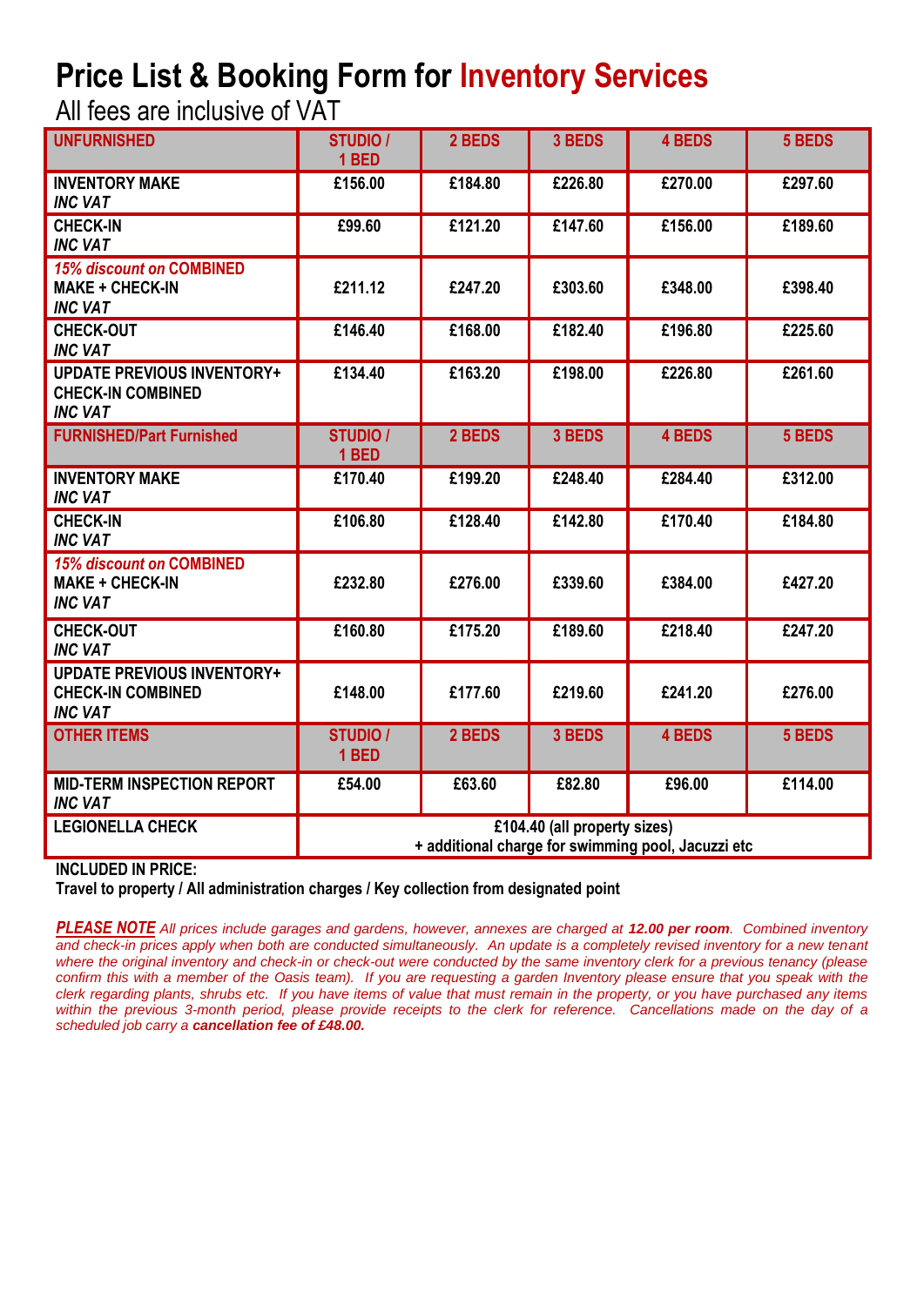# Price List & Booking Form for Inventory Services

All fees are inclusive of VAT

| UNFURNISHED | STUDIO / 1 BED | 2 BEDS | 3 BEDS | 4 BEDS | 5 BEDS |
|---|---|---|---|---|---|
| **INVENTORY MAKE** *INC VAT* | £156.00 | £184.80 | £226.80 | £270.00 | £297.60 |
| **CHECK-IN** *INC VAT* | £99.60 | £121.20 | £147.60 | £156.00 | £189.60 |
| *15% discount on* **COMBINED MAKE + CHECK-IN** *INC VAT* | £211.12 | £247.20 | £303.60 | £348.00 | £398.40 |
| **CHECK-OUT** *INC VAT* | £146.40 | £168.00 | £182.40 | £196.80 | £225.60 |
| **UPDATE PREVIOUS INVENTORY+ CHECK-IN COMBINED** *INC VAT* | £134.40 | £163.20 | £198.00 | £226.80 | £261.60 |
| **FURNISHED/Part Furnished** | **STUDIO / 1 BED** | **2 BEDS** | **3 BEDS** | **4 BEDS** | **5 BEDS** |
| **INVENTORY MAKE** *INC VAT* | £170.40 | £199.20 | £248.40 | £284.40 | £312.00 |
| **CHECK-IN** *INC VAT* | £106.80 | £128.40 | £142.80 | £170.40 | £184.80 |
| *15% discount on* **COMBINED MAKE + CHECK-IN** *INC VAT* | £232.80 | £276.00 | £339.60 | £384.00 | £427.20 |
| **CHECK-OUT** *INC VAT* | £160.80 | £175.20 | £189.60 | £218.40 | £247.20 |
| **UPDATE PREVIOUS INVENTORY+ CHECK-IN COMBINED** *INC VAT* | £148.00 | £177.60 | £219.60 | £241.20 | £276.00 |
| **OTHER ITEMS** | **STUDIO / 1 BED** | **2 BEDS** | **3 BEDS** | **4 BEDS** | **5 BEDS** |
| **MID-TERM INSPECTION REPORT** *INC VAT* | £54.00 | £63.60 | £82.80 | £96.00 | £114.00 |
| **LEGIONELLA CHECK** | £104.40 (all property sizes) + additional charge for swimming pool, Jacuzzi etc | | | | |

**INCLUDED IN PRICE:**

**Travel to property / All administration charges / Key collection from designated point**

***PLEASE NOTE*** *All prices include garages and gardens, however, annexes are charged at* ***12.00 per room****. Combined inventory and check-in prices apply when both are conducted simultaneously. An update is a completely revised inventory for a new tenant where the original inventory and check-in or check-out were conducted by the same inventory clerk for a previous tenancy (please confirm this with a member of the Oasis team). If you are requesting a garden Inventory please ensure that you speak with the clerk regarding plants, shrubs etc. If you have items of value that must remain in the property, or you have purchased any items within the previous 3-month period, please provide receipts to the clerk for reference. Cancellations made on the day of a scheduled job carry a* ***cancellation fee of £48.00.***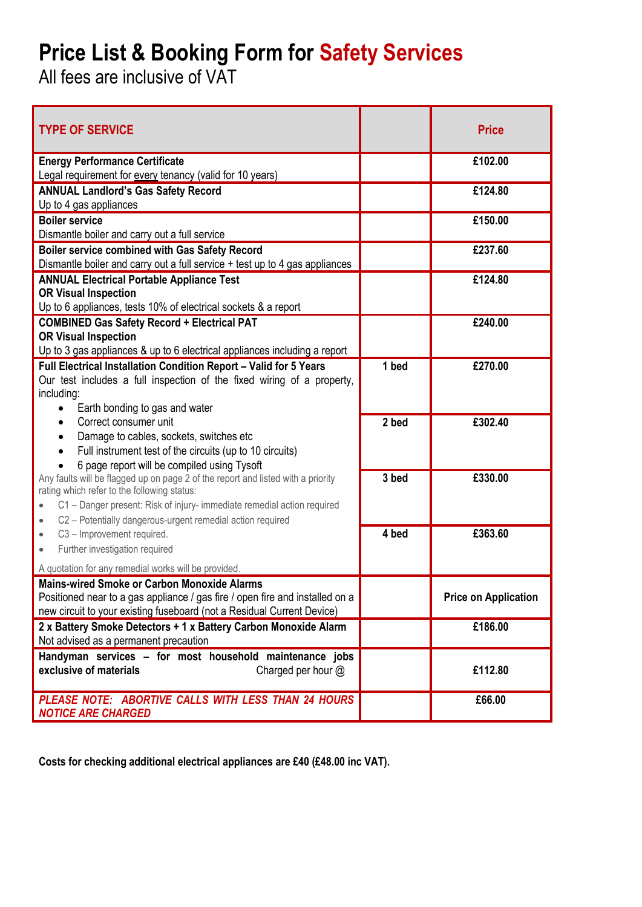# Price List & Booking Form for Safety Services

All fees are inclusive of VAT

| TYPE OF SERVICE | | Price |
|---|---|---|
| **Energy Performance Certificate**<br>Legal requirement for every tenancy (valid for 10 years) | | **£102.00** |
| **ANNUAL Landlord's Gas Safety Record**<br>Up to 4 gas appliances | | **£124.80** |
| **Boiler service**<br>Dismantle boiler and carry out a full service | | **£150.00** |
| **Boiler service combined with Gas Safety Record**<br>Dismantle boiler and carry out a full service + test up to 4 gas appliances | | **£237.60** |
| **ANNUAL Electrical Portable Appliance Test**<br>**OR Visual Inspection**<br>Up to 6 appliances, tests 10% of electrical sockets & a report | | **£124.80** |
| **COMBINED Gas Safety Record + Electrical PAT**<br>**OR Visual Inspection**<br>Up to 3 gas appliances & up to 6 electrical appliances including a report | | **£240.00** |
| **Full Electrical Installation Condition Report – Valid for 5 Years**<br>Our test includes a full inspection of the fixed wiring of a property, including:<br>• Earth bonding to gas and water<br>• Correct consumer unit<br>• Damage to cables, sockets, switches etc<br>• Full instrument test of the circuits (up to 10 circuits)<br>• 6 page report will be compiled using Tysoft<br>Any faults will be flagged up on page 2 of the report and listed with a priority rating which refer to the following status:<br>• C1 – Danger present: Risk of injury- immediate remedial action required<br>• C2 – Potentially dangerous-urgent remedial action required<br>• C3 – Improvement required.<br>• Further investigation required<br>A quotation for any remedial works will be provided. | **1 bed** | **£270.00** |
| | **2 bed** | **£302.40** |
| | **3 bed** | **£330.00** |
| | **4 bed** | **£363.60** |
| **Mains-wired Smoke or Carbon Monoxide Alarms**<br>Positioned near to a gas appliance / gas fire / open fire and installed on a new circuit to your existing fuseboard (not a Residual Current Device) | | **Price on Application** |
| **2 x Battery Smoke Detectors + 1 x Battery Carbon Monoxide Alarm**<br>Not advised as a permanent precaution | | **£186.00** |
| **Handyman services – for most household maintenance jobs exclusive of materials** Charged per hour @ | | **£112.80** |
| ***PLEASE NOTE: ABORTIVE CALLS WITH LESS THAN 24 HOURS NOTICE ARE CHARGED*** | | **£66.00** |

**Costs for checking additional electrical appliances are £40 (£48.00 inc VAT).**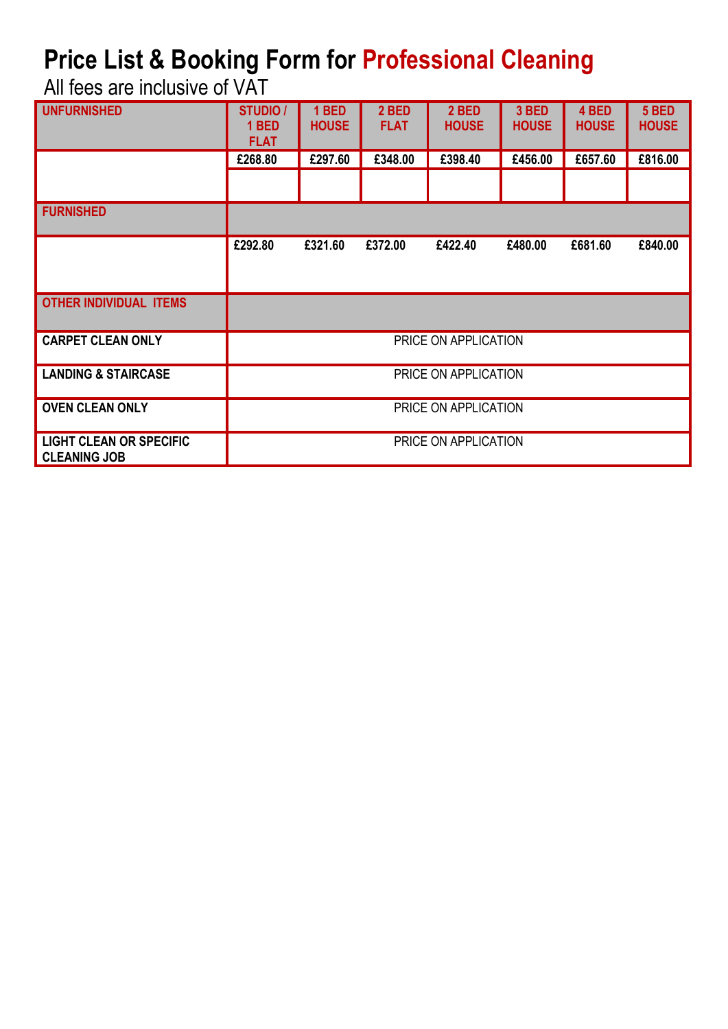# Price List & Booking Form for Professional Cleaning

All fees are inclusive of VAT

| UNFURNISHED | STUDIO / 1 BED FLAT | 1 BED HOUSE | 2 BED FLAT | 2 BED HOUSE | 3 BED HOUSE | 4 BED HOUSE | 5 BED HOUSE |
|---|---|---|---|---|---|---|---|
| | £268.80 | £297.60 | £348.00 | £398.40 | £456.00 | £657.60 | £816.00 |
| | | | | | | | |
| **FURNISHED** | | | | | | | |
| | £292.80 | £321.60 | £372.00 | £422.40 | £480.00 | £681.60 | £840.00 |
| **OTHER INDIVIDUAL ITEMS** | | | | | | | |
| **CARPET CLEAN ONLY** | PRICE ON APPLICATION | | | | | | |
| **LANDING & STAIRCASE** | PRICE ON APPLICATION | | | | | | |
| **OVEN CLEAN ONLY** | PRICE ON APPLICATION | | | | | | |
| **LIGHT CLEAN OR SPECIFIC CLEANING JOB** | PRICE ON APPLICATION | | | | | | |